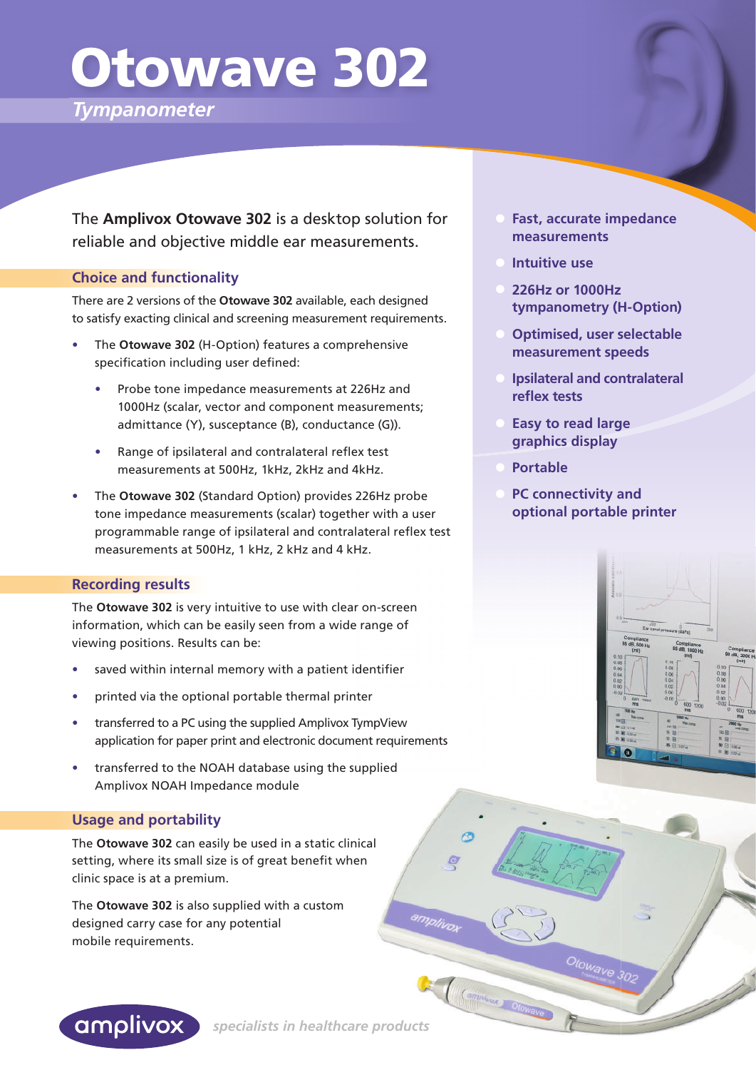# Otowave 302

*Tympanometer*

The **Amplivox Otowave 302** is a desktop solution for reliable and objective middle ear measurements.

- Fast, accurate impedance measurements
- Intuitive use
- 226Hz or 1000Hz tympanometry (H-Option)
- Optimised, user selectable measurement speeds
- Ipsilateral and contralateral reflex tests
- Easy to read large graphics display
- Portable
- PC connectivity and optional portable printer

## Choice and functionality

There are 2 versions of the **Otowave 302** available, each designed to satisfy exacting clinical and screening measurement requirements.

- The **Otowave 302** (H-Option) features a comprehensive specification including user defined:
  - Probe tone impedance measurements at 226Hz and 1000Hz (scalar, vector and component measurements; admittance (Y), susceptance (B), conductance (G)).
  - Range of ipsilateral and contralateral reflex test measurements at 500Hz, 1kHz, 2kHz and 4kHz.
- The **Otowave 302** (Standard Option) provides 226Hz probe tone impedance measurements (scalar) together with a user programmable range of ipsilateral and contralateral reflex test measurements at 500Hz, 1 kHz, 2 kHz and 4 kHz.

## Recording results

The **Otowave 302** is very intuitive to use with clear on-screen information, which can be easily seen from a wide range of viewing positions. Results can be:

- saved within internal memory with a patient identifier
- printed via the optional portable thermal printer
- transferred to a PC using the supplied Amplivox TympView application for paper print and electronic document requirements
- transferred to the NOAH database using the supplied Amplivox NOAH Impedance module

## Usage and portability

The **Otowave 302** can easily be used in a static clinical setting, where its small size is of great benefit when clinic space is at a premium.

The **Otowave 302** is also supplied with a custom designed carry case for any potential mobile requirements.

amplivox *specialists in healthcare products*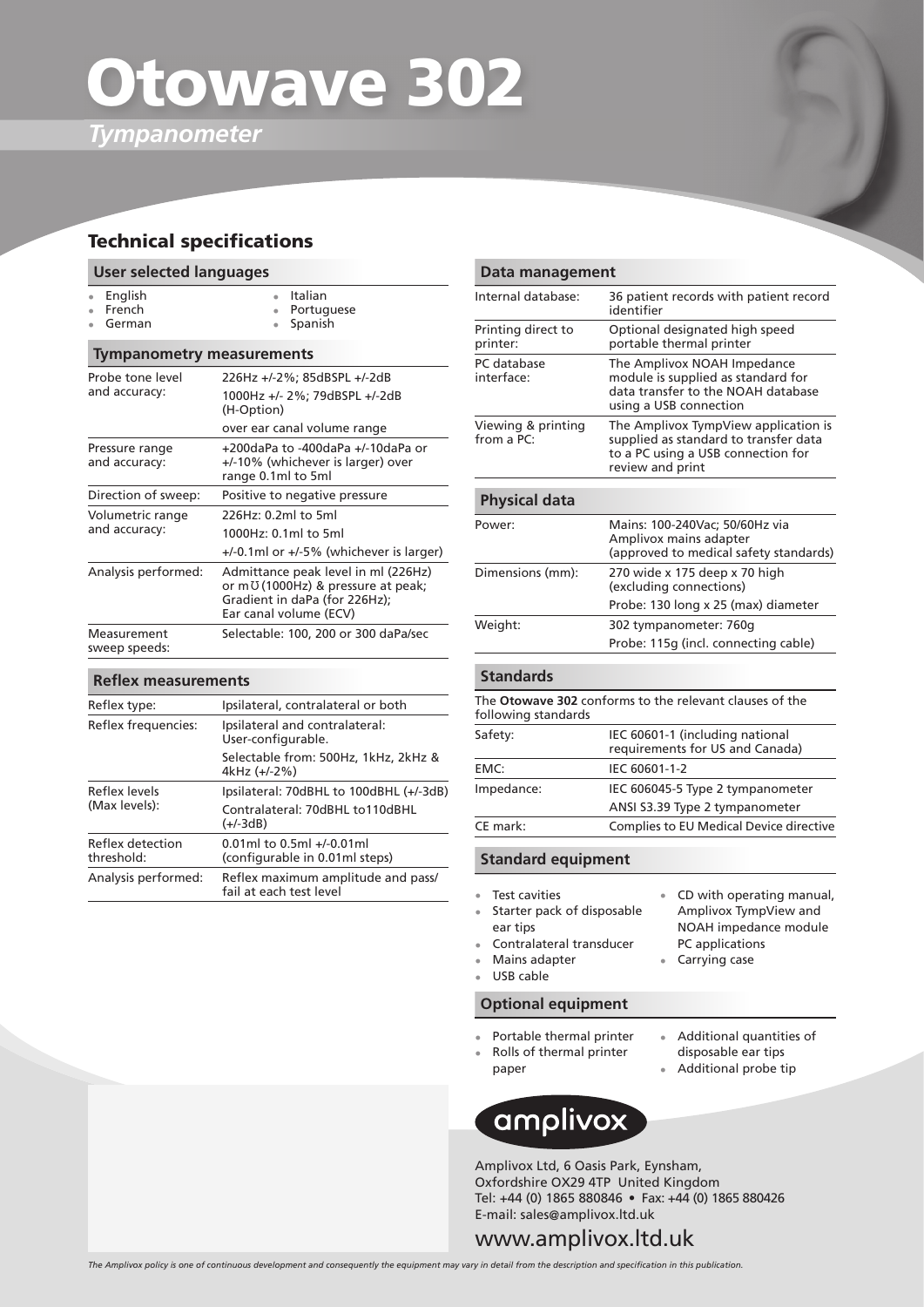# Otowave 302

*Tympanometer*

## Technical specifications

### User selected languages

- English
- French
- German
- Italian
- Portuguese
- Spanish

### Tympanometry measurements

| | |
|---|---|
| Probe tone level and accuracy: | 226Hz +/-2%; 85dBSPL +/-2dB<br>1000Hz +/- 2%; 79dBSPL +/-2dB (H-Option)<br>over ear canal volume range |
| Pressure range and accuracy: | +200daPa to -400daPa +/-10daPa or +/-10% (whichever is larger) over range 0.1ml to 5ml |
| Direction of sweep: | Positive to negative pressure |
| Volumetric range and accuracy: | 226Hz: 0.2ml to 5ml<br>1000Hz: 0.1ml to 5ml<br>+/-0.1ml or +/-5% (whichever is larger) |
| Analysis performed: | Admittance peak level in ml (226Hz) or m℧ (1000Hz) & pressure at peak; Gradient in daPa (for 226Hz); Ear canal volume (ECV) |
| Measurement sweep speeds: | Selectable: 100, 200 or 300 daPa/sec |

### Reflex measurements

| | |
|---|---|
| Reflex type: | Ipsilateral, contralateral or both |
| Reflex frequencies: | Ipsilateral and contralateral: User-configurable.<br>Selectable from: 500Hz, 1kHz, 2kHz & 4kHz (+/-2%) |
| Reflex levels (Max levels): | Ipsilateral: 70dBHL to 100dBHL (+/-3dB)<br>Contralateral: 70dBHL to110dBHL (+/-3dB) |
| Reflex detection threshold: | 0.01ml to 0.5ml +/-0.01ml (configurable in 0.01ml steps) |
| Analysis performed: | Reflex maximum amplitude and pass/fail at each test level |

### Data management

| | |
|---|---|
| Internal database: | 36 patient records with patient record identifier |
| Printing direct to printer: | Optional designated high speed portable thermal printer |
| PC database interface: | The Amplivox NOAH Impedance module is supplied as standard for data transfer to the NOAH database using a USB connection |
| Viewing & printing from a PC: | The Amplivox TympView application is supplied as standard to transfer data to a PC using a USB connection for review and print |

### Physical data

| | |
|---|---|
| Power: | Mains: 100-240Vac; 50/60Hz via Amplivox mains adapter (approved to medical safety standards) |
| Dimensions (mm): | 270 wide x 175 deep x 70 high (excluding connections)<br>Probe: 130 long x 25 (max) diameter |
| Weight: | 302 tympanometer: 760g<br>Probe: 115g (incl. connecting cable) |

### Standards

The **Otowave 302** conforms to the relevant clauses of the following standards

| | |
|---|---|
| Safety: | IEC 60601-1 (including national requirements for US and Canada) |
| EMC: | IEC 60601-1-2 |
| Impedance: | IEC 606045-5 Type 2 tympanometer<br>ANSI S3.39 Type 2 tympanometer |
| CE mark: | Complies to EU Medical Device directive |

### Standard equipment

- Test cavities
- Starter pack of disposable ear tips
- Contralateral transducer
- Mains adapter
- USB cable
- CD with operating manual, Amplivox TympView and NOAH impedance module PC applications
- Carrying case

### Optional equipment

- Portable thermal printer
- Rolls of thermal printer paper
- Additional quantities of disposable ear tips
- Additional probe tip

amplivox

Amplivox Ltd, 6 Oasis Park, Eynsham, Oxfordshire OX29 4TP United Kingdom
Tel: +44 (0) 1865 880846 • Fax: +44 (0) 1865 880426
E-mail: sales@amplivox.ltd.uk

www.amplivox.ltd.uk

*The Amplivox policy is one of continuous development and consequently the equipment may vary in detail from the description and specification in this publication.*